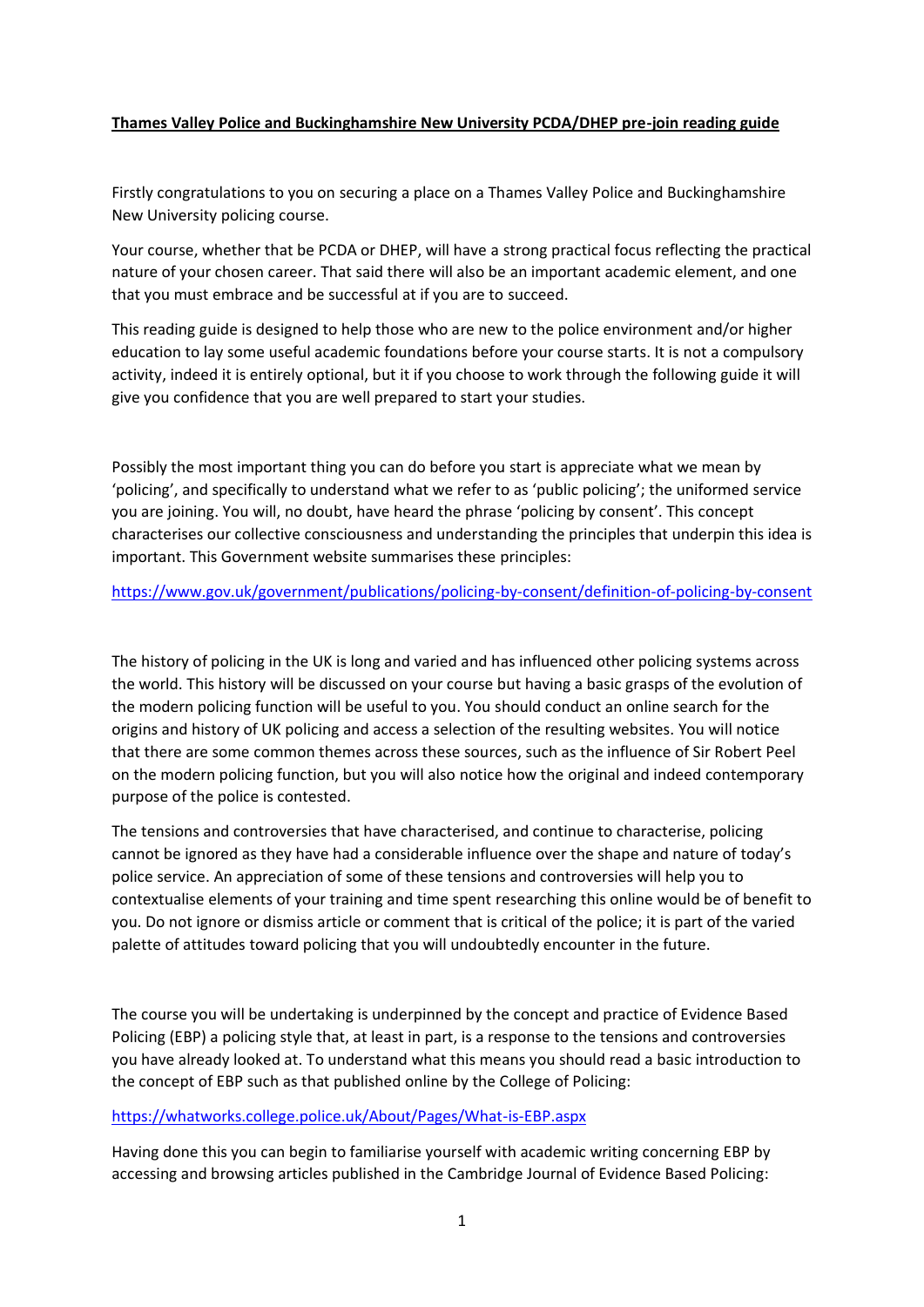**Thames Valley Police and Buckinghamshire New University PCDA/DHEP pre-join reading guide**

Firstly congratulations to you on securing a place on a Thames Valley Police and Buckinghamshire New University policing course.

Your course, whether that be PCDA or DHEP, will have a strong practical focus reflecting the practical nature of your chosen career. That said there will also be an important academic element, and one that you must embrace and be successful at if you are to succeed.

This reading guide is designed to help those who are new to the police environment and/or higher education to lay some useful academic foundations before your course starts. It is not a compulsory activity, indeed it is entirely optional, but it if you choose to work through the following guide it will give you confidence that you are well prepared to start your studies.

Possibly the most important thing you can do before you start is appreciate what we mean by 'policing', and specifically to understand what we refer to as 'public policing'; the uniformed service you are joining. You will, no doubt, have heard the phrase 'policing by consent'. This concept characterises our collective consciousness and understanding the principles that underpin this idea is important. This Government website summarises these principles:

https://www.gov.uk/government/publications/policing-by-consent/definition-of-policing-by-consent

The history of policing in the UK is long and varied and has influenced other policing systems across the world. This history will be discussed on your course but having a basic grasps of the evolution of the modern policing function will be useful to you. You should conduct an online search for the origins and history of UK policing and access a selection of the resulting websites. You will notice that there are some common themes across these sources, such as the influence of Sir Robert Peel on the modern policing function, but you will also notice how the original and indeed contemporary purpose of the police is contested.

The tensions and controversies that have characterised, and continue to characterise, policing cannot be ignored as they have had a considerable influence over the shape and nature of today's police service. An appreciation of some of these tensions and controversies will help you to contextualise elements of your training and time spent researching this online would be of benefit to you. Do not ignore or dismiss article or comment that is critical of the police; it is part of the varied palette of attitudes toward policing that you will undoubtedly encounter in the future.

The course you will be undertaking is underpinned by the concept and practice of Evidence Based Policing (EBP) a policing style that, at least in part, is a response to the tensions and controversies you have already looked at. To understand what this means you should read a basic introduction to the concept of EBP such as that published online by the College of Policing:

https://whatworks.college.police.uk/About/Pages/What-is-EBP.aspx

Having done this you can begin to familiarise yourself with academic writing concerning EBP by accessing and browsing articles published in the Cambridge Journal of Evidence Based Policing: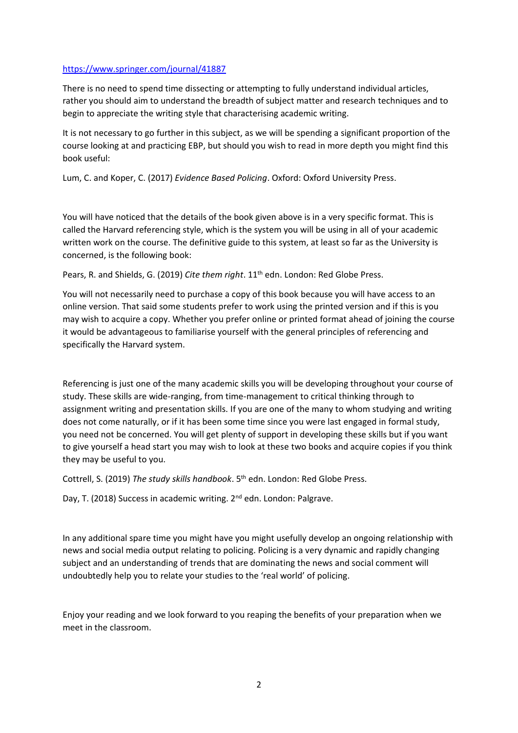https://www.springer.com/journal/41887

There is no need to spend time dissecting or attempting to fully understand individual articles, rather you should aim to understand the breadth of subject matter and research techniques and to begin to appreciate the writing style that characterising academic writing.

It is not necessary to go further in this subject, as we will be spending a significant proportion of the course looking at and practicing EBP, but should you wish to read in more depth you might find this book useful:

Lum, C. and Koper, C. (2017) *Evidence Based Policing*. Oxford: Oxford University Press.

You will have noticed that the details of the book given above is in a very specific format. This is called the Harvard referencing style, which is the system you will be using in all of your academic written work on the course. The definitive guide to this system, at least so far as the University is concerned, is the following book:

Pears, R. and Shields, G. (2019) *Cite them right*. 11th edn. London: Red Globe Press.

You will not necessarily need to purchase a copy of this book because you will have access to an online version. That said some students prefer to work using the printed version and if this is you may wish to acquire a copy. Whether you prefer online or printed format ahead of joining the course it would be advantageous to familiarise yourself with the general principles of referencing and specifically the Harvard system.

Referencing is just one of the many academic skills you will be developing throughout your course of study. These skills are wide-ranging, from time-management to critical thinking through to assignment writing and presentation skills. If you are one of the many to whom studying and writing does not come naturally, or if it has been some time since you were last engaged in formal study, you need not be concerned. You will get plenty of support in developing these skills but if you want to give yourself a head start you may wish to look at these two books and acquire copies if you think they may be useful to you.

Cottrell, S. (2019) *The study skills handbook*. 5th edn. London: Red Globe Press.

Day, T. (2018) Success in academic writing. 2nd edn. London: Palgrave.

In any additional spare time you might have you might usefully develop an ongoing relationship with news and social media output relating to policing. Policing is a very dynamic and rapidly changing subject and an understanding of trends that are dominating the news and social comment will undoubtedly help you to relate your studies to the 'real world' of policing.

Enjoy your reading and we look forward to you reaping the benefits of your preparation when we meet in the classroom.